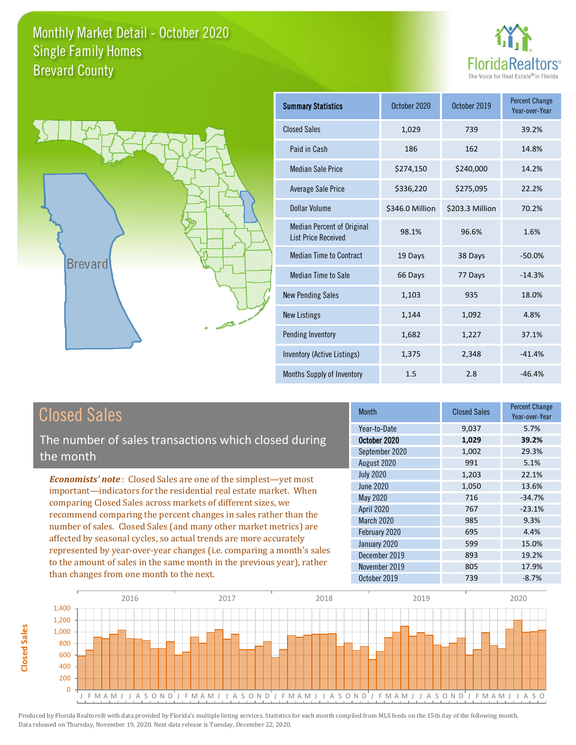# Monthly Market Detail - October 2020
## Single Family Homes
## Brevard County

FloridaRealtors® The Voice for Real Estate® in Florida

| Summary Statistics | October 2020 | October 2019 | Percent Change Year-over-Year |
|---|---|---|---|
| Closed Sales | 1,029 | 739 | 39.2% |
| Paid in Cash | 186 | 162 | 14.8% |
| Median Sale Price | $274,150 | $240,000 | 14.2% |
| Average Sale Price | $336,220 | $275,095 | 22.2% |
| Dollar Volume | $346.0 Million | $203.3 Million | 70.2% |
| Median Percent of Original List Price Received | 98.1% | 96.6% | 1.6% |
| Median Time to Contract | 19 Days | 38 Days | -50.0% |
| Median Time to Sale | 66 Days | 77 Days | -14.3% |
| New Pending Sales | 1,103 | 935 | 18.0% |
| New Listings | 1,144 | 1,092 | 4.8% |
| Pending Inventory | 1,682 | 1,227 | 37.1% |
| Inventory (Active Listings) | 1,375 | 2,348 | -41.4% |
| Months Supply of Inventory | 1.5 | 2.8 | -46.4% |

## Closed Sales

The number of sales transactions which closed during the month

***Economists' note***: Closed Sales are one of the simplest—yet most important—indicators for the residential real estate market. When comparing Closed Sales across markets of different sizes, we recommend comparing the percent changes in sales rather than the number of sales. Closed Sales (and many other market metrics) are affected by seasonal cycles, so actual trends are more accurately represented by year-over-year changes (i.e. comparing a month's sales to the amount of sales in the same month in the previous year), rather than changes from one month to the next.

| Month | Closed Sales | Percent Change Year-over-Year |
|---|---|---|
| Year-to-Date | 9,037 | 5.7% |
| **October 2020** | **1,029** | **39.2%** |
| September 2020 | 1,002 | 29.3% |
| August 2020 | 991 | 5.1% |
| July 2020 | 1,203 | 22.1% |
| June 2020 | 1,050 | 13.6% |
| May 2020 | 716 | -34.7% |
| April 2020 | 767 | -23.1% |
| March 2020 | 985 | 9.3% |
| February 2020 | 695 | 4.4% |
| January 2020 | 599 | 15.0% |
| December 2019 | 893 | 19.2% |
| November 2019 | 805 | 17.9% |
| October 2019 | 739 | -8.7% |

Produced by Florida Realtors® with data provided by Florida's multiple listing services. Statistics for each month compiled from MLS feeds on the 15th day of the following month. Data released on Thursday, November 19, 2020. Next data release is Tuesday, December 22, 2020.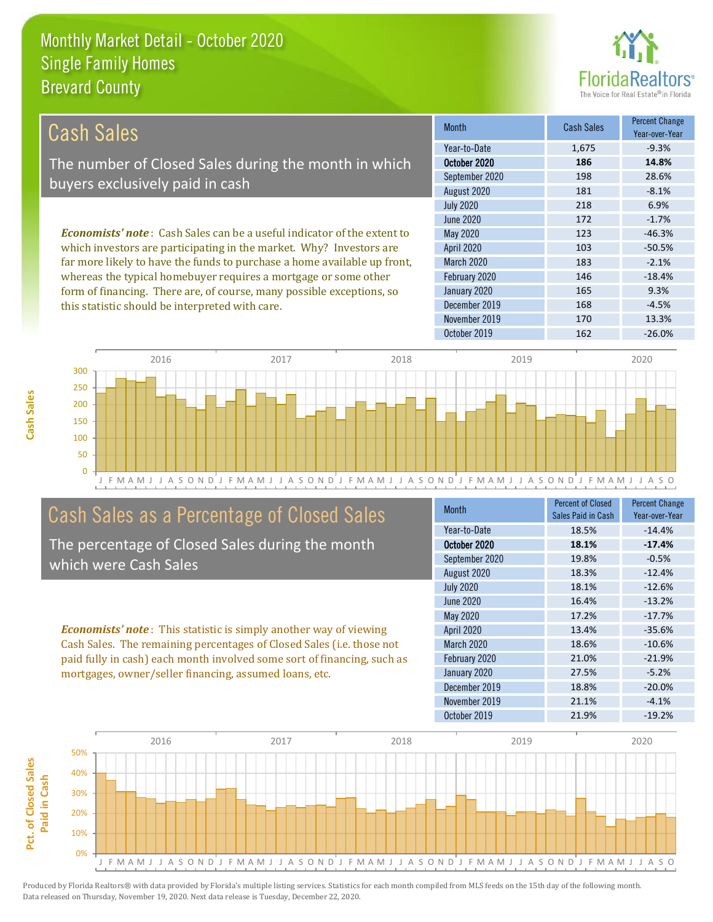Monthly Market Detail - October 2020
Single Family Homes
Brevard County

## Cash Sales

The number of Closed Sales during the month in which buyers exclusively paid in cash

*Economists' note*: Cash Sales can be a useful indicator of the extent to which investors are participating in the market. Why? Investors are far more likely to have the funds to purchase a home available up front, whereas the typical homebuyer requires a mortgage or some other form of financing. There are, of course, many possible exceptions, so this statistic should be interpreted with care.

| Month | Cash Sales | Percent Change Year-over-Year |
|---|---|---|
| Year-to-Date | 1,675 | -9.3% |
| **October 2020** | **186** | **14.8%** |
| September 2020 | 198 | 28.6% |
| August 2020 | 181 | -8.1% |
| July 2020 | 218 | 6.9% |
| June 2020 | 172 | -1.7% |
| May 2020 | 123 | -46.3% |
| April 2020 | 103 | -50.5% |
| March 2020 | 183 | -2.1% |
| February 2020 | 146 | -18.4% |
| January 2020 | 165 | 9.3% |
| December 2019 | 168 | -4.5% |
| November 2019 | 170 | 13.3% |
| October 2019 | 162 | -26.0% |

## Cash Sales as a Percentage of Closed Sales

The percentage of Closed Sales during the month which were Cash Sales

*Economists' note*: This statistic is simply another way of viewing Cash Sales. The remaining percentages of Closed Sales (i.e. those not paid fully in cash) each month involved some sort of financing, such as mortgages, owner/seller financing, assumed loans, etc.

| Month | Percent of Closed Sales Paid in Cash | Percent Change Year-over-Year |
|---|---|---|
| Year-to-Date | 18.5% | -14.4% |
| **October 2020** | **18.1%** | **-17.4%** |
| September 2020 | 19.8% | -0.5% |
| August 2020 | 18.3% | -12.4% |
| July 2020 | 18.1% | -12.6% |
| June 2020 | 16.4% | -13.2% |
| May 2020 | 17.2% | -17.7% |
| April 2020 | 13.4% | -35.6% |
| March 2020 | 18.6% | -10.6% |
| February 2020 | 21.0% | -21.9% |
| January 2020 | 27.5% | -5.2% |
| December 2019 | 18.8% | -20.0% |
| November 2019 | 21.1% | -4.1% |
| October 2019 | 21.9% | -19.2% |

Produced by Florida Realtors® with data provided by Florida's multiple listing services. Statistics for each month compiled from MLS feeds on the 15th day of the following month. Data released on Thursday, November 19, 2020. Next data release is Tuesday, December 22, 2020.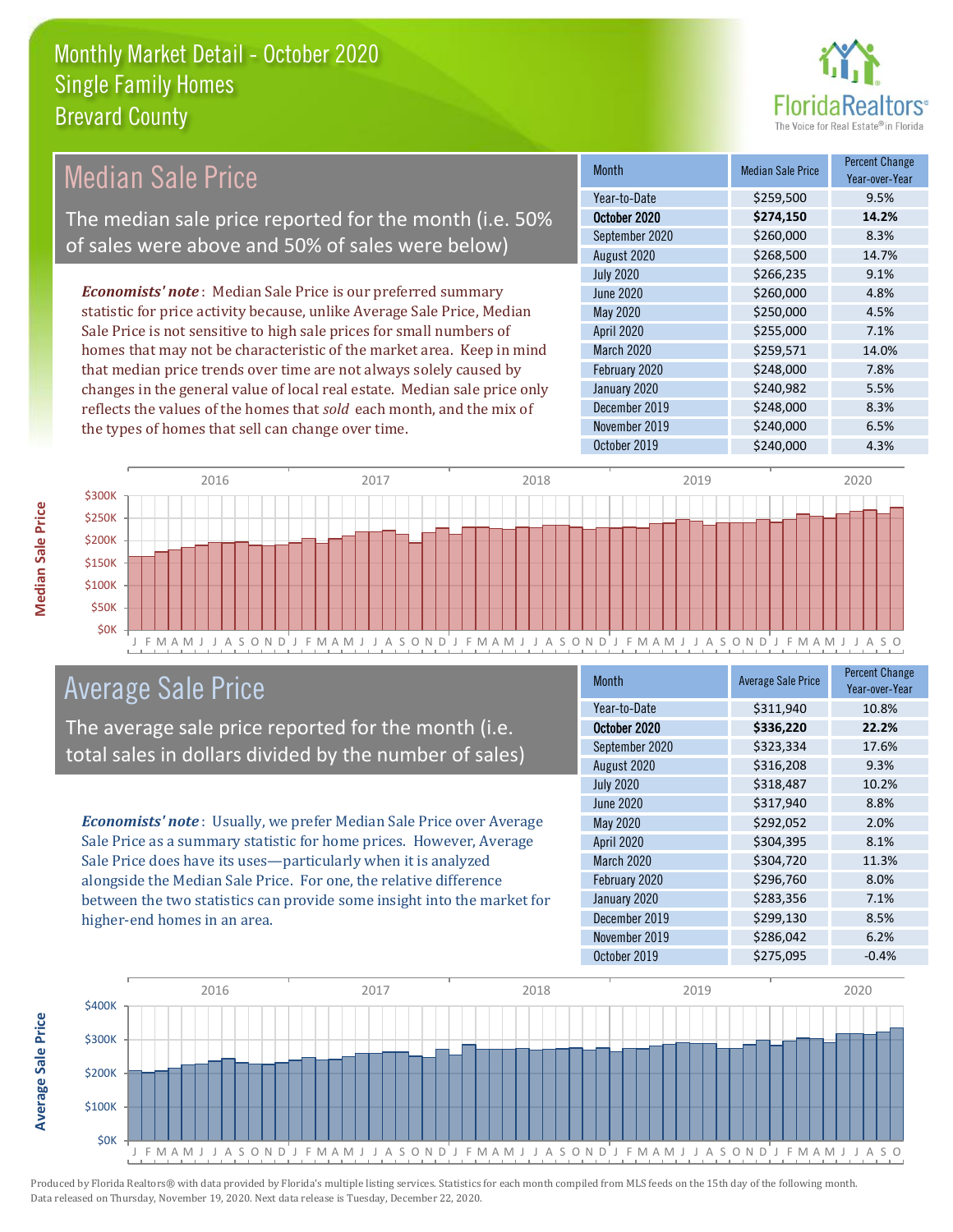# Monthly Market Detail - October 2020
## Single Family Homes
## Brevard County

## Median Sale Price

The median sale price reported for the month (i.e. 50% of sales were above and 50% of sales were below)

*Economists' note*: Median Sale Price is our preferred summary statistic for price activity because, unlike Average Sale Price, Median Sale Price is not sensitive to high sale prices for small numbers of homes that may not be characteristic of the market area. Keep in mind that median price trends over time are not always solely caused by changes in the general value of local real estate. Median sale price only reflects the values of the homes that *sold* each month, and the mix of the types of homes that sell can change over time.

| Month | Median Sale Price | Percent Change Year-over-Year |
|---|---|---|
| Year-to-Date | $259,500 | 9.5% |
| **October 2020** | **$274,150** | **14.2%** |
| September 2020 | $260,000 | 8.3% |
| August 2020 | $268,500 | 14.7% |
| July 2020 | $266,235 | 9.1% |
| June 2020 | $260,000 | 4.8% |
| May 2020 | $250,000 | 4.5% |
| April 2020 | $255,000 | 7.1% |
| March 2020 | $259,571 | 14.0% |
| February 2020 | $248,000 | 7.8% |
| January 2020 | $240,982 | 5.5% |
| December 2019 | $248,000 | 8.3% |
| November 2019 | $240,000 | 6.5% |
| October 2019 | $240,000 | 4.3% |

## Average Sale Price

The average sale price reported for the month (i.e. total sales in dollars divided by the number of sales)

*Economists' note*: Usually, we prefer Median Sale Price over Average Sale Price as a summary statistic for home prices. However, Average Sale Price does have its uses—particularly when it is analyzed alongside the Median Sale Price. For one, the relative difference between the two statistics can provide some insight into the market for higher-end homes in an area.

| Month | Average Sale Price | Percent Change Year-over-Year |
|---|---|---|
| Year-to-Date | $311,940 | 10.8% |
| **October 2020** | **$336,220** | **22.2%** |
| September 2020 | $323,334 | 17.6% |
| August 2020 | $316,208 | 9.3% |
| July 2020 | $318,487 | 10.2% |
| June 2020 | $317,940 | 8.8% |
| May 2020 | $292,052 | 2.0% |
| April 2020 | $304,395 | 8.1% |
| March 2020 | $304,720 | 11.3% |
| February 2020 | $296,760 | 8.0% |
| January 2020 | $283,356 | 7.1% |
| December 2019 | $299,130 | 8.5% |
| November 2019 | $286,042 | 6.2% |
| October 2019 | $275,095 | -0.4% |

Produced by Florida Realtors® with data provided by Florida's multiple listing services. Statistics for each month compiled from MLS feeds on the 15th day of the following month. Data released on Thursday, November 19, 2020. Next data release is Tuesday, December 22, 2020.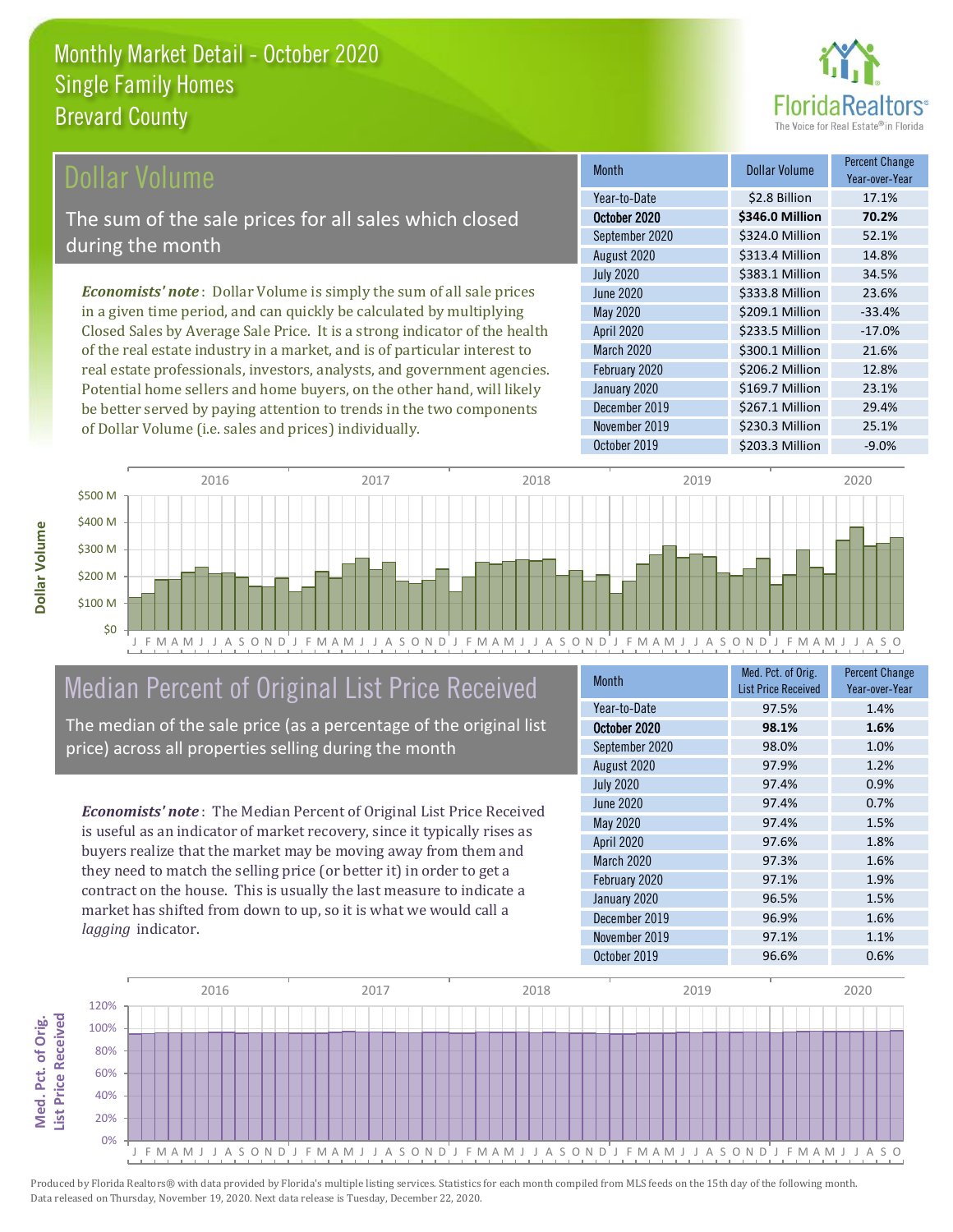# Monthly Market Detail - October 2020
## Single Family Homes
## Brevard County

## Dollar Volume

The sum of the sale prices for all sales which closed during the month

*Economists' note*: Dollar Volume is simply the sum of all sale prices in a given time period, and can quickly be calculated by multiplying Closed Sales by Average Sale Price. It is a strong indicator of the health of the real estate industry in a market, and is of particular interest to real estate professionals, investors, analysts, and government agencies. Potential home sellers and home buyers, on the other hand, will likely be better served by paying attention to trends in the two components of Dollar Volume (i.e. sales and prices) individually.

| Month | Dollar Volume | Percent Change Year-over-Year |
|---|---|---|
| Year-to-Date | $2.8 Billion | 17.1% |
| **October 2020** | **$346.0 Million** | **70.2%** |
| September 2020 | $324.0 Million | 52.1% |
| August 2020 | $313.4 Million | 14.8% |
| July 2020 | $383.1 Million | 34.5% |
| June 2020 | $333.8 Million | 23.6% |
| May 2020 | $209.1 Million | -33.4% |
| April 2020 | $233.5 Million | -17.0% |
| March 2020 | $300.1 Million | 21.6% |
| February 2020 | $206.2 Million | 12.8% |
| January 2020 | $169.7 Million | 23.1% |
| December 2019 | $267.1 Million | 29.4% |
| November 2019 | $230.3 Million | 25.1% |
| October 2019 | $203.3 Million | -9.0% |

## Median Percent of Original List Price Received

The median of the sale price (as a percentage of the original list price) across all properties selling during the month

*Economists' note*: The Median Percent of Original List Price Received is useful as an indicator of market recovery, since it typically rises as buyers realize that the market may be moving away from them and they need to match the selling price (or better it) in order to get a contract on the house. This is usually the last measure to indicate a market has shifted from down to up, so it is what we would call a *lagging* indicator.

| Month | Med. Pct. of Orig. List Price Received | Percent Change Year-over-Year |
|---|---|---|
| Year-to-Date | 97.5% | 1.4% |
| **October 2020** | **98.1%** | **1.6%** |
| September 2020 | 98.0% | 1.0% |
| August 2020 | 97.9% | 1.2% |
| July 2020 | 97.4% | 0.9% |
| June 2020 | 97.4% | 0.7% |
| May 2020 | 97.4% | 1.5% |
| April 2020 | 97.6% | 1.8% |
| March 2020 | 97.3% | 1.6% |
| February 2020 | 97.1% | 1.9% |
| January 2020 | 96.5% | 1.5% |
| December 2019 | 96.9% | 1.6% |
| November 2019 | 97.1% | 1.1% |
| October 2019 | 96.6% | 0.6% |

Produced by Florida Realtors® with data provided by Florida's multiple listing services. Statistics for each month compiled from MLS feeds on the 15th day of the following month. Data released on Thursday, November 19, 2020. Next data release is Tuesday, December 22, 2020.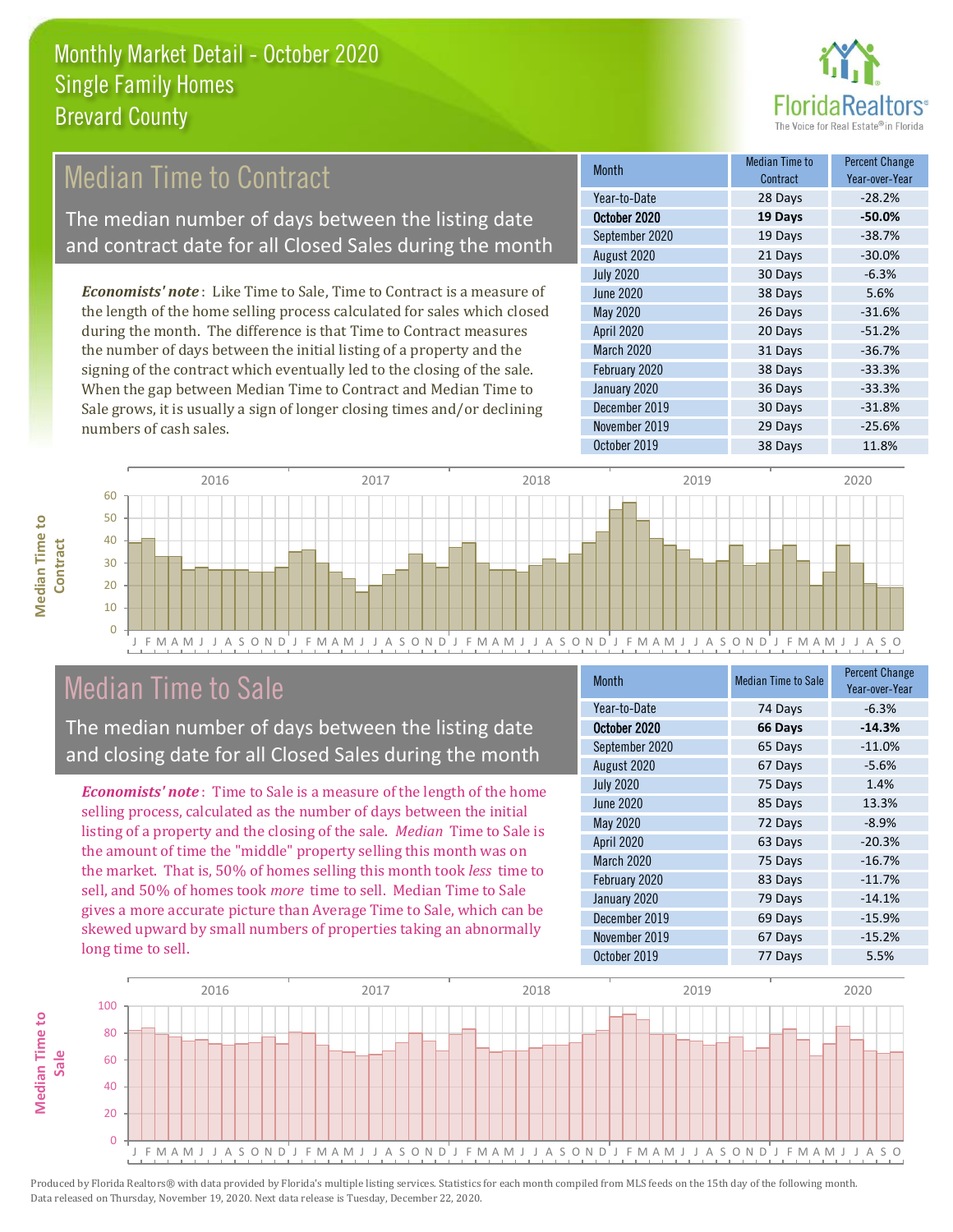# Monthly Market Detail - October 2020
## Single Family Homes
## Brevard County

## Median Time to Contract

The median number of days between the listing date and contract date for all Closed Sales during the month

*Economists' note*: Like Time to Sale, Time to Contract is a measure of the length of the home selling process calculated for sales which closed during the month. The difference is that Time to Contract measures the number of days between the initial listing of a property and the signing of the contract which eventually led to the closing of the sale. When the gap between Median Time to Contract and Median Time to Sale grows, it is usually a sign of longer closing times and/or declining numbers of cash sales.

| Month | Median Time to Contract | Percent Change Year-over-Year |
|---|---|---|
| Year-to-Date | 28 Days | -28.2% |
| **October 2020** | **19 Days** | **-50.0%** |
| September 2020 | 19 Days | -38.7% |
| August 2020 | 21 Days | -30.0% |
| July 2020 | 30 Days | -6.3% |
| June 2020 | 38 Days | 5.6% |
| May 2020 | 26 Days | -31.6% |
| April 2020 | 20 Days | -51.2% |
| March 2020 | 31 Days | -36.7% |
| February 2020 | 38 Days | -33.3% |
| January 2020 | 36 Days | -33.3% |
| December 2019 | 30 Days | -31.8% |
| November 2019 | 29 Days | -25.6% |
| October 2019 | 38 Days | 11.8% |

## Median Time to Sale

The median number of days between the listing date and closing date for all Closed Sales during the month

*Economists' note*: Time to Sale is a measure of the length of the home selling process, calculated as the number of days between the initial listing of a property and the closing of the sale. *Median* Time to Sale is the amount of time the "middle" property selling this month was on the market. That is, 50% of homes selling this month took *less* time to sell, and 50% of homes took *more* time to sell. Median Time to Sale gives a more accurate picture than Average Time to Sale, which can be skewed upward by small numbers of properties taking an abnormally long time to sell.

| Month | Median Time to Sale | Percent Change Year-over-Year |
|---|---|---|
| Year-to-Date | 74 Days | -6.3% |
| **October 2020** | **66 Days** | **-14.3%** |
| September 2020 | 65 Days | -11.0% |
| August 2020 | 67 Days | -5.6% |
| July 2020 | 75 Days | 1.4% |
| June 2020 | 85 Days | 13.3% |
| May 2020 | 72 Days | -8.9% |
| April 2020 | 63 Days | -20.3% |
| March 2020 | 75 Days | -16.7% |
| February 2020 | 83 Days | -11.7% |
| January 2020 | 79 Days | -14.1% |
| December 2019 | 69 Days | -15.9% |
| November 2019 | 67 Days | -15.2% |
| October 2019 | 77 Days | 5.5% |

Produced by Florida Realtors® with data provided by Florida's multiple listing services. Statistics for each month compiled from MLS feeds on the 15th day of the following month. Data released on Thursday, November 19, 2020. Next data release is Tuesday, December 22, 2020.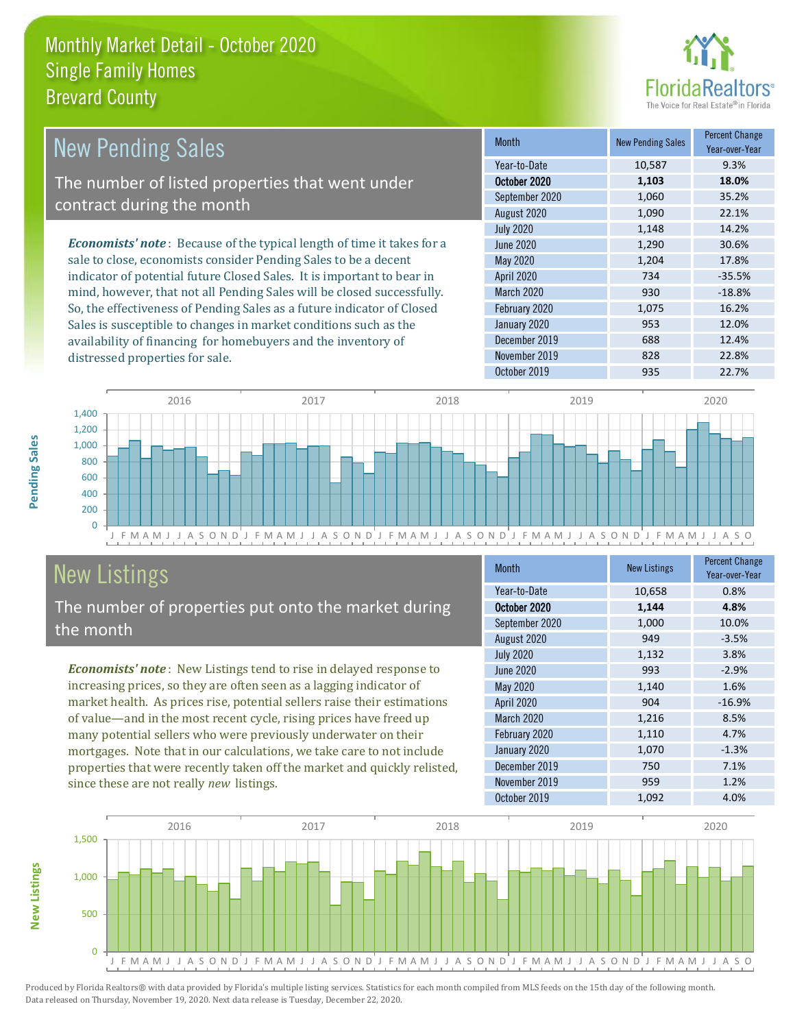# Monthly Market Detail - October 2020
## Single Family Homes
## Brevard County

## New Pending Sales

The number of listed properties that went under contract during the month

*Economists' note*: Because of the typical length of time it takes for a sale to close, economists consider Pending Sales to be a decent indicator of potential future Closed Sales. It is important to bear in mind, however, that not all Pending Sales will be closed successfully. So, the effectiveness of Pending Sales as a future indicator of Closed Sales is susceptible to changes in market conditions such as the availability of financing for homebuyers and the inventory of distressed properties for sale.

| Month | New Pending Sales | Percent Change Year-over-Year |
|---|---|---|
| Year-to-Date | 10,587 | 9.3% |
| **October 2020** | **1,103** | **18.0%** |
| September 2020 | 1,060 | 35.2% |
| August 2020 | 1,090 | 22.1% |
| July 2020 | 1,148 | 14.2% |
| June 2020 | 1,290 | 30.6% |
| May 2020 | 1,204 | 17.8% |
| April 2020 | 734 | -35.5% |
| March 2020 | 930 | -18.8% |
| February 2020 | 1,075 | 16.2% |
| January 2020 | 953 | 12.0% |
| December 2019 | 688 | 12.4% |
| November 2019 | 828 | 22.8% |
| October 2019 | 935 | 22.7% |

## New Listings

The number of properties put onto the market during the month

*Economists' note*: New Listings tend to rise in delayed response to increasing prices, so they are often seen as a lagging indicator of market health. As prices rise, potential sellers raise their estimations of value—and in the most recent cycle, rising prices have freed up many potential sellers who were previously underwater on their mortgages. Note that in our calculations, we take care to not include properties that were recently taken off the market and quickly relisted, since these are not really *new* listings.

| Month | New Listings | Percent Change Year-over-Year |
|---|---|---|
| Year-to-Date | 10,658 | 0.8% |
| **October 2020** | **1,144** | **4.8%** |
| September 2020 | 1,000 | 10.0% |
| August 2020 | 949 | -3.5% |
| July 2020 | 1,132 | 3.8% |
| June 2020 | 993 | -2.9% |
| May 2020 | 1,140 | 1.6% |
| April 2020 | 904 | -16.9% |
| March 2020 | 1,216 | 8.5% |
| February 2020 | 1,110 | 4.7% |
| January 2020 | 1,070 | -1.3% |
| December 2019 | 750 | 7.1% |
| November 2019 | 959 | 1.2% |
| October 2019 | 1,092 | 4.0% |

Produced by Florida Realtors® with data provided by Florida's multiple listing services. Statistics for each month compiled from MLS feeds on the 15th day of the following month. Data released on Thursday, November 19, 2020. Next data release is Tuesday, December 22, 2020.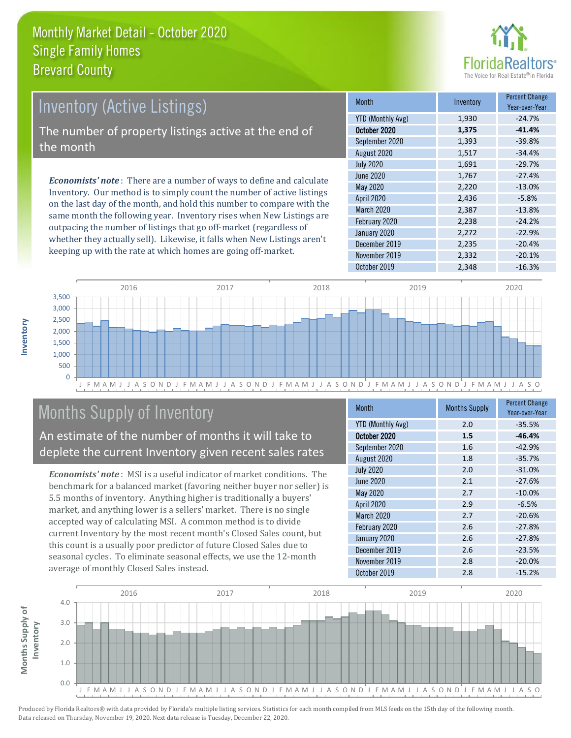# Monthly Market Detail - October 2020
## Single Family Homes
## Brevard County

## Inventory (Active Listings)

The number of property listings active at the end of the month

***Economists' note***: There are a number of ways to define and calculate Inventory. Our method is to simply count the number of active listings on the last day of the month, and hold this number to compare with the same month the following year. Inventory rises when New Listings are outpacing the number of listings that go off-market (regardless of whether they actually sell). Likewise, it falls when New Listings aren't keeping up with the rate at which homes are going off-market.

| Month | Inventory | Percent Change Year-over-Year |
|---|---|---|
| YTD (Monthly Avg) | 1,930 | -24.7% |
| **October 2020** | **1,375** | **-41.4%** |
| September 2020 | 1,393 | -39.8% |
| August 2020 | 1,517 | -34.4% |
| July 2020 | 1,691 | -29.7% |
| June 2020 | 1,767 | -27.4% |
| May 2020 | 2,220 | -13.0% |
| April 2020 | 2,436 | -5.8% |
| March 2020 | 2,387 | -13.8% |
| February 2020 | 2,238 | -24.2% |
| January 2020 | 2,272 | -22.9% |
| December 2019 | 2,235 | -20.4% |
| November 2019 | 2,332 | -20.1% |
| October 2019 | 2,348 | -16.3% |

## Months Supply of Inventory

An estimate of the number of months it will take to deplete the current Inventory given recent sales rates

***Economists' note***: MSI is a useful indicator of market conditions. The benchmark for a balanced market (favoring neither buyer nor seller) is 5.5 months of inventory. Anything higher is traditionally a buyers' market, and anything lower is a sellers' market. There is no single accepted way of calculating MSI. A common method is to divide current Inventory by the most recent month's Closed Sales count, but this count is a usually poor predictor of future Closed Sales due to seasonal cycles. To eliminate seasonal effects, we use the 12-month average of monthly Closed Sales instead.

| Month | Months Supply | Percent Change Year-over-Year |
|---|---|---|
| YTD (Monthly Avg) | 2.0 | -35.5% |
| **October 2020** | **1.5** | **-46.4%** |
| September 2020 | 1.6 | -42.9% |
| August 2020 | 1.8 | -35.7% |
| July 2020 | 2.0 | -31.0% |
| June 2020 | 2.1 | -27.6% |
| May 2020 | 2.7 | -10.0% |
| April 2020 | 2.9 | -6.5% |
| March 2020 | 2.7 | -20.6% |
| February 2020 | 2.6 | -27.8% |
| January 2020 | 2.6 | -27.8% |
| December 2019 | 2.6 | -23.5% |
| November 2019 | 2.8 | -20.0% |
| October 2019 | 2.8 | -15.2% |

Produced by Florida Realtors® with data provided by Florida's multiple listing services. Statistics for each month compiled from MLS feeds on the 15th day of the following month. Data released on Thursday, November 19, 2020. Next data release is Tuesday, December 22, 2020.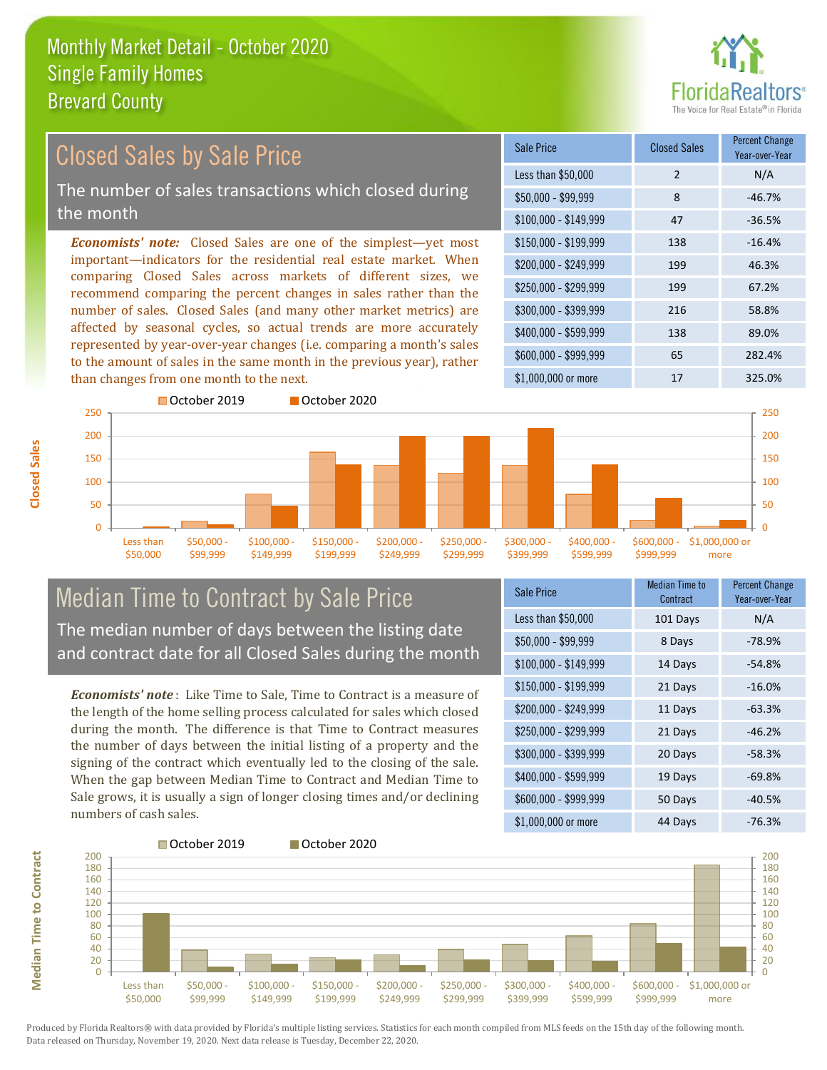# Monthly Market Detail - October 2020
## Single Family Homes
## Brevard County

## Closed Sales by Sale Price

The number of sales transactions which closed during the month

***Economists' note:*** Closed Sales are one of the simplest—yet most important—indicators for the residential real estate market. When comparing Closed Sales across markets of different sizes, we recommend comparing the percent changes in sales rather than the number of sales. Closed Sales (and many other market metrics) are affected by seasonal cycles, so actual trends are more accurately represented by year-over-year changes (i.e. comparing a month's sales to the amount of sales in the same month in the previous year), rather than changes from one month to the next.

| Sale Price | Closed Sales | Percent Change Year-over-Year |
|---|---|---|
| Less than $50,000 | 2 | N/A |
| $50,000 - $99,999 | 8 | -46.7% |
| $100,000 - $149,999 | 47 | -36.5% |
| $150,000 - $199,999 | 138 | -16.4% |
| $200,000 - $249,999 | 199 | 46.3% |
| $250,000 - $299,999 | 199 | 67.2% |
| $300,000 - $399,999 | 216 | 58.8% |
| $400,000 - $599,999 | 138 | 89.0% |
| $600,000 - $999,999 | 65 | 282.4% |
| $1,000,000 or more | 17 | 325.0% |

## Median Time to Contract by Sale Price

The median number of days between the listing date and contract date for all Closed Sales during the month

***Economists' note***: Like Time to Sale, Time to Contract is a measure of the length of the home selling process calculated for sales which closed during the month. The difference is that Time to Contract measures the number of days between the initial listing of a property and the signing of the contract which eventually led to the closing of the sale. When the gap between Median Time to Contract and Median Time to Sale grows, it is usually a sign of longer closing times and/or declining numbers of cash sales.

| Sale Price | Median Time to Contract | Percent Change Year-over-Year |
|---|---|---|
| Less than $50,000 | 101 Days | N/A |
| $50,000 - $99,999 | 8 Days | -78.9% |
| $100,000 - $149,999 | 14 Days | -54.8% |
| $150,000 - $199,999 | 21 Days | -16.0% |
| $200,000 - $249,999 | 11 Days | -63.3% |
| $250,000 - $299,999 | 21 Days | -46.2% |
| $300,000 - $399,999 | 20 Days | -58.3% |
| $400,000 - $599,999 | 19 Days | -69.8% |
| $600,000 - $999,999 | 50 Days | -40.5% |
| $1,000,000 or more | 44 Days | -76.3% |

Produced by Florida Realtors® with data provided by Florida's multiple listing services. Statistics for each month compiled from MLS feeds on the 15th day of the following month. Data released on Thursday, November 19, 2020. Next data release is Tuesday, December 22, 2020.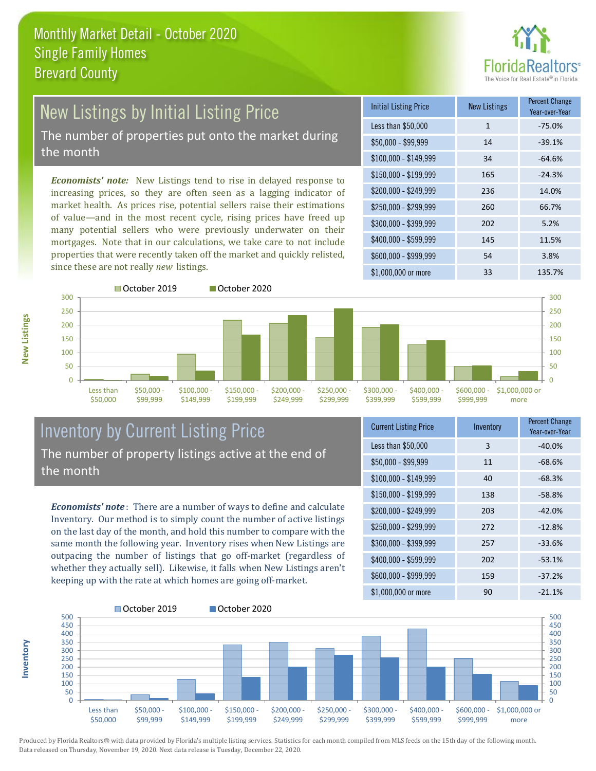# Monthly Market Detail - October 2020
## Single Family Homes
## Brevard County

## New Listings by Initial Listing Price

The number of properties put onto the market during the month

*Economists' note:* New Listings tend to rise in delayed response to increasing prices, so they are often seen as a lagging indicator of market health. As prices rise, potential sellers raise their estimations of value—and in the most recent cycle, rising prices have freed up many potential sellers who were previously underwater on their mortgages. Note that in our calculations, we take care to not include properties that were recently taken off the market and quickly relisted, since these are not really *new* listings.

| Initial Listing Price | New Listings | Percent Change Year-over-Year |
|---|---|---|
| Less than $50,000 | 1 | -75.0% |
| $50,000 - $99,999 | 14 | -39.1% |
| $100,000 - $149,999 | 34 | -64.6% |
| $150,000 - $199,999 | 165 | -24.3% |
| $200,000 - $249,999 | 236 | 14.0% |
| $250,000 - $299,999 | 260 | 66.7% |
| $300,000 - $399,999 | 202 | 5.2% |
| $400,000 - $599,999 | 145 | 11.5% |
| $600,000 - $999,999 | 54 | 3.8% |
| $1,000,000 or more | 33 | 135.7% |

## Inventory by Current Listing Price

The number of property listings active at the end of the month

*Economists' note*: There are a number of ways to define and calculate Inventory. Our method is to simply count the number of active listings on the last day of the month, and hold this number to compare with the same month the following year. Inventory rises when New Listings are outpacing the number of listings that go off-market (regardless of whether they actually sell). Likewise, it falls when New Listings aren't keeping up with the rate at which homes are going off-market.

| Current Listing Price | Inventory | Percent Change Year-over-Year |
|---|---|---|
| Less than $50,000 | 3 | -40.0% |
| $50,000 - $99,999 | 11 | -68.6% |
| $100,000 - $149,999 | 40 | -68.3% |
| $150,000 - $199,999 | 138 | -58.8% |
| $200,000 - $249,999 | 203 | -42.0% |
| $250,000 - $299,999 | 272 | -12.8% |
| $300,000 - $399,999 | 257 | -33.6% |
| $400,000 - $599,999 | 202 | -53.1% |
| $600,000 - $999,999 | 159 | -37.2% |
| $1,000,000 or more | 90 | -21.1% |

Produced by Florida Realtors® with data provided by Florida's multiple listing services. Statistics for each month compiled from MLS feeds on the 15th day of the following month. Data released on Thursday, November 19, 2020. Next data release is Tuesday, December 22, 2020.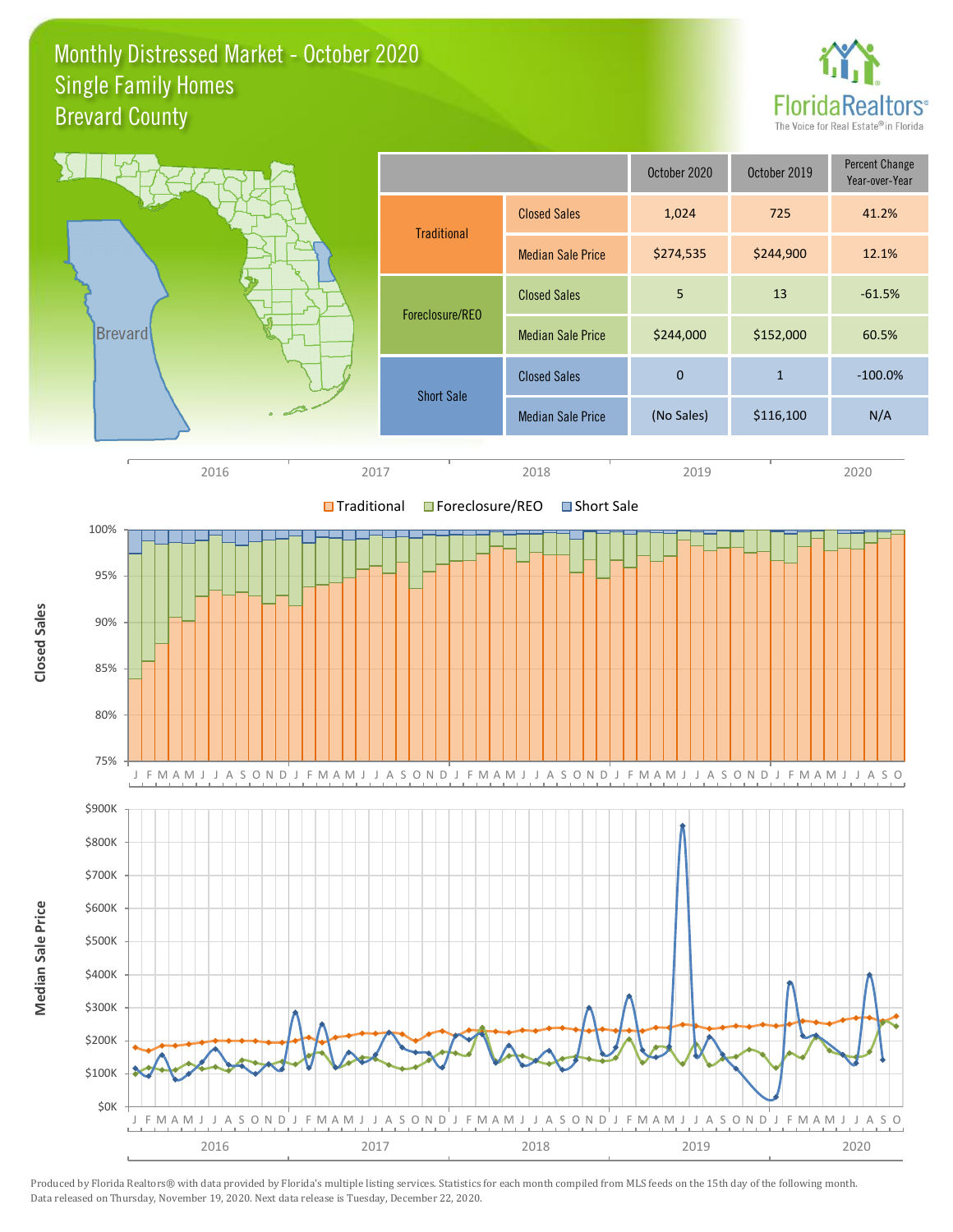# Monthly Distressed Market - October 2020
## Single Family Homes
## Brevard County

FloridaRealtors®
The Voice for Real Estate® in Florida

Brevard

| | | October 2020 | October 2019 | Percent Change Year-over-Year |
|---|---|---|---|---|
| Traditional | Closed Sales | 1,024 | 725 | 41.2% |
| | Median Sale Price | $274,535 | $244,900 | 12.1% |
| Foreclosure/REO | Closed Sales | 5 | 13 | -61.5% |
| | Median Sale Price | $244,000 | $152,000 | 60.5% |
| Short Sale | Closed Sales | 0 | 1 | -100.0% |
| | Median Sale Price | (No Sales) | $116,100 | N/A |

2016 2017 2018 2019 2020

Traditional Foreclosure/REO Short Sale

Closed Sales

100% 95% 90% 85% 80% 75%

J F M A M J J A S O N D J F M A M J J A S O N D J F M A M J J A S O N D J F M A M J J A S O N D J F M A M J J A S O

Median Sale Price

$900K $800K $700K $600K $500K $400K $300K $200K $100K $0K

J F M A M J J A S O N D J F M A M J J A S O N D J F M A M J J A S O N D J F M A M J J A S O N D J F M A M J J A S O

2016 2017 2018 2019 2020

Produced by Florida Realtors® with data provided by Florida's multiple listing services. Statistics for each month compiled from MLS feeds on the 15th day of the following month. Data released on Thursday, November 19, 2020. Next data release is Tuesday, December 22, 2020.